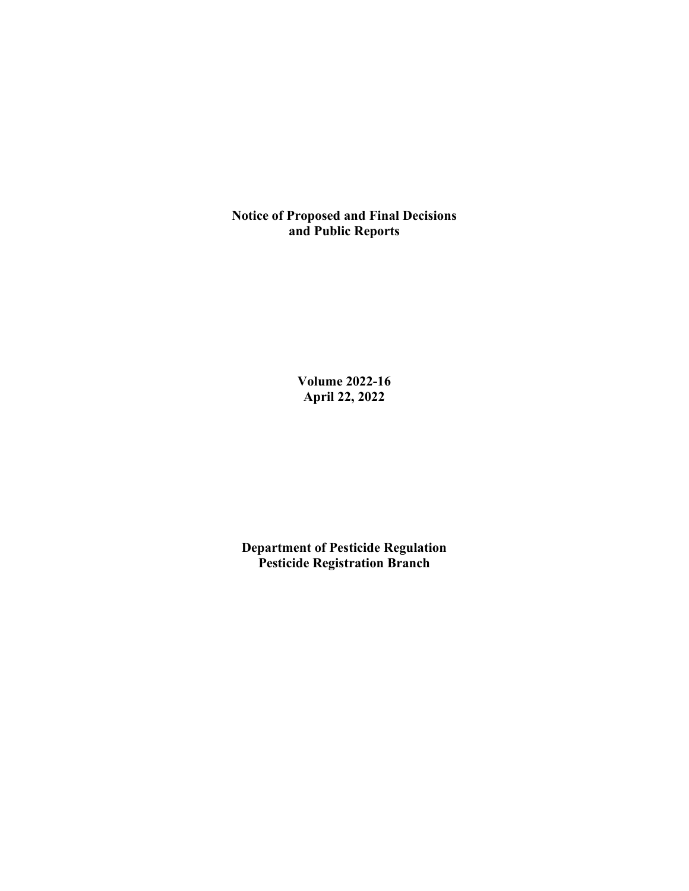# Notice of Proposed and Final Decisions and Public Reports

**Volume 2022-16**
**April 22, 2022**

**Department of Pesticide Regulation**
**Pesticide Registration Branch**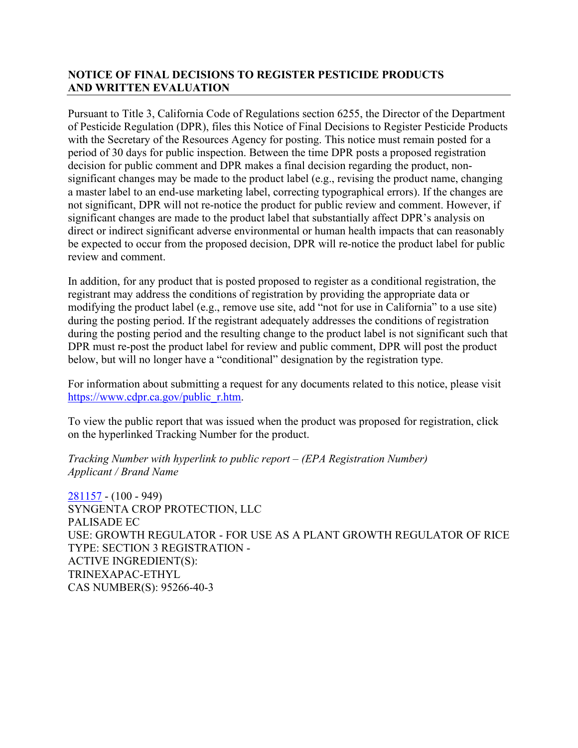## NOTICE OF FINAL DECISIONS TO REGISTER PESTICIDE PRODUCTS AND WRITTEN EVALUATION

Pursuant to Title 3, California Code of Regulations section 6255, the Director of the Department of Pesticide Regulation (DPR), files this Notice of Final Decisions to Register Pesticide Products with the Secretary of the Resources Agency for posting. This notice must remain posted for a period of 30 days for public inspection. Between the time DPR posts a proposed registration decision for public comment and DPR makes a final decision regarding the product, non-significant changes may be made to the product label (e.g., revising the product name, changing a master label to an end-use marketing label, correcting typographical errors). If the changes are not significant, DPR will not re-notice the product for public review and comment. However, if significant changes are made to the product label that substantially affect DPR's analysis on direct or indirect significant adverse environmental or human health impacts that can reasonably be expected to occur from the proposed decision, DPR will re-notice the product label for public review and comment.

In addition, for any product that is posted proposed to register as a conditional registration, the registrant may address the conditions of registration by providing the appropriate data or modifying the product label (e.g., remove use site, add "not for use in California" to a use site) during the posting period. If the registrant adequately addresses the conditions of registration during the posting period and the resulting change to the product label is not significant such that DPR must re-post the product label for review and public comment, DPR will post the product below, but will no longer have a "conditional" designation by the registration type.

For information about submitting a request for any documents related to this notice, please visit https://www.cdpr.ca.gov/public_r.htm.

To view the public report that was issued when the product was proposed for registration, click on the hyperlinked Tracking Number for the product.

*Tracking Number with hyperlink to public report – (EPA Registration Number)*
*Applicant / Brand Name*

281157 - (100 - 949)
SYNGENTA CROP PROTECTION, LLC
PALISADE EC
USE: GROWTH REGULATOR - FOR USE AS A PLANT GROWTH REGULATOR OF RICE
TYPE: SECTION 3 REGISTRATION -
ACTIVE INGREDIENT(S):
TRINEXAPAC-ETHYL
CAS NUMBER(S): 95266-40-3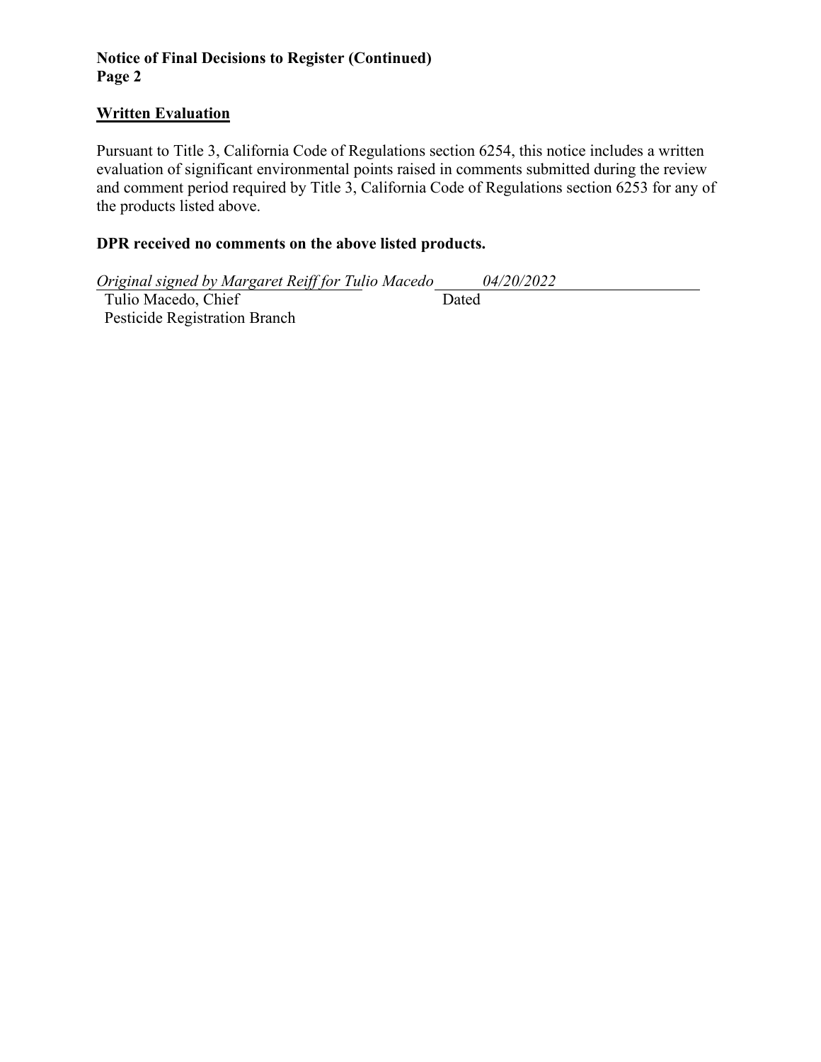**Notice of Final Decisions to Register (Continued)**
**Page 2**

## Written Evaluation

Pursuant to Title 3, California Code of Regulations section 6254, this notice includes a written evaluation of significant environmental points raised in comments submitted during the review and comment period required by Title 3, California Code of Regulations section 6253 for any of the products listed above.

**DPR received no comments on the above listed products.**

*Original signed by Margaret Reiff for Tulio Macedo* *04/20/2022*
Tulio Macedo, Chief Dated
Pesticide Registration Branch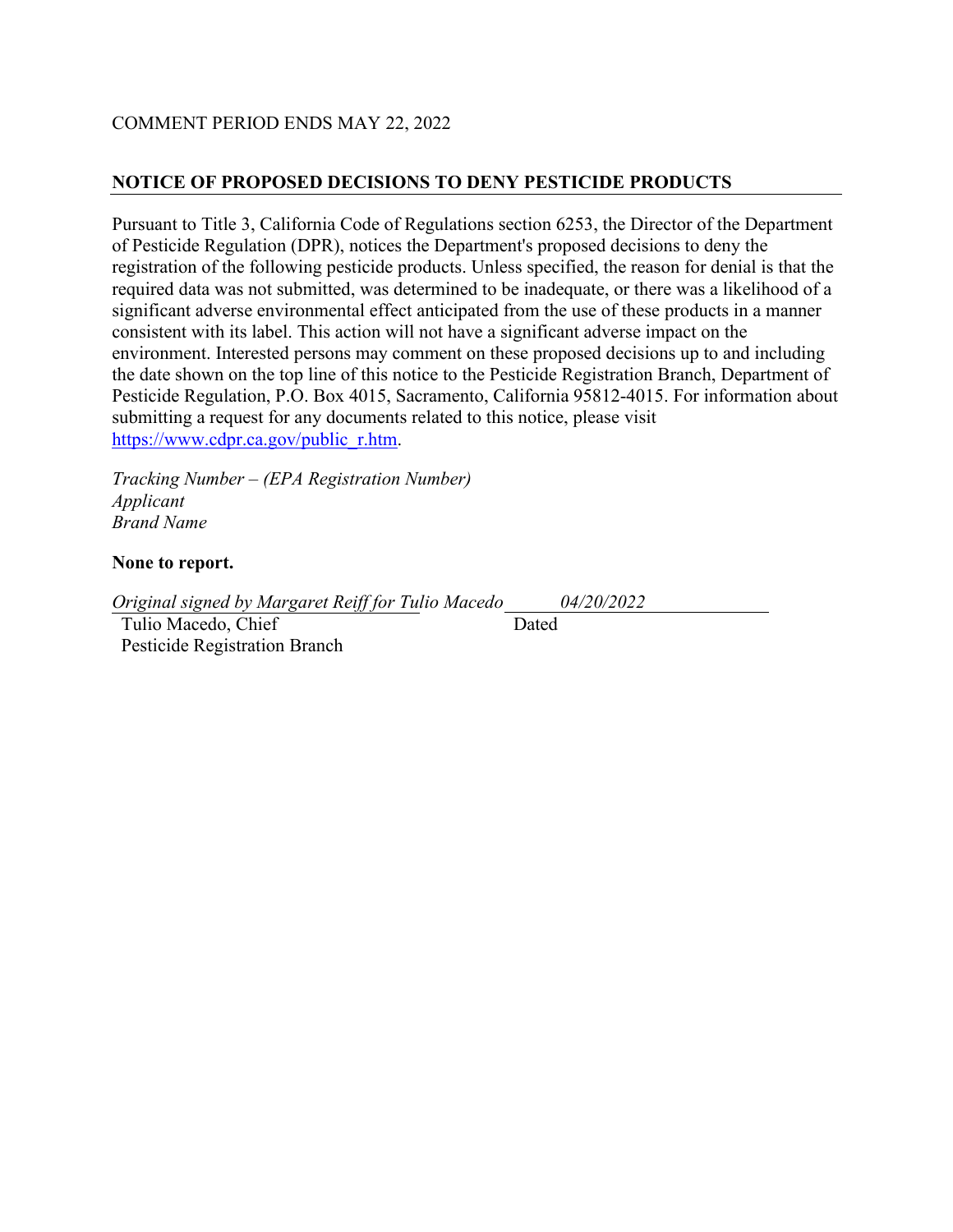COMMENT PERIOD ENDS MAY 22, 2022

## NOTICE OF PROPOSED DECISIONS TO DENY PESTICIDE PRODUCTS

Pursuant to Title 3, California Code of Regulations section 6253, the Director of the Department of Pesticide Regulation (DPR), notices the Department's proposed decisions to deny the registration of the following pesticide products. Unless specified, the reason for denial is that the required data was not submitted, was determined to be inadequate, or there was a likelihood of a significant adverse environmental effect anticipated from the use of these products in a manner consistent with its label. This action will not have a significant adverse impact on the environment. Interested persons may comment on these proposed decisions up to and including the date shown on the top line of this notice to the Pesticide Registration Branch, Department of Pesticide Regulation, P.O. Box 4015, Sacramento, California 95812-4015. For information about submitting a request for any documents related to this notice, please visit https://www.cdpr.ca.gov/public_r.htm.

*Tracking Number – (EPA Registration Number)*
*Applicant*
*Brand Name*

**None to report.**

*Original signed by Margaret Reiff for Tulio Macedo* *04/20/2022*
Tulio Macedo, Chief Dated
Pesticide Registration Branch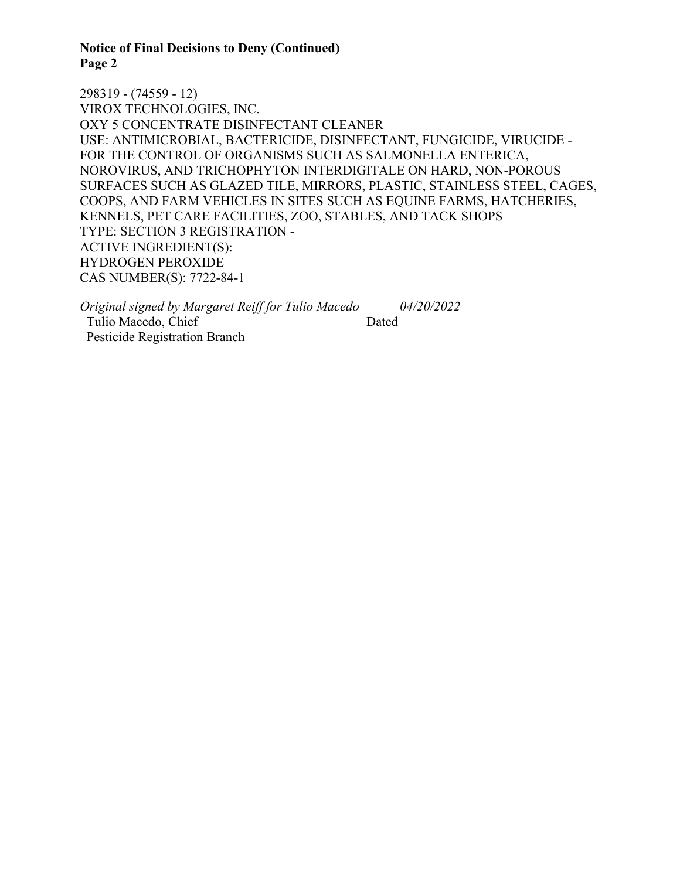298319 - (74559 - 12)
VIROX TECHNOLOGIES, INC.
OXY 5 CONCENTRATE DISINFECTANT CLEANER
USE: ANTIMICROBIAL, BACTERICIDE, DISINFECTANT, FUNGICIDE, VIRUCIDE - FOR THE CONTROL OF ORGANISMS SUCH AS SALMONELLA ENTERICA, NOROVIRUS, AND TRICHOPHYTON INTERDIGITALE ON HARD, NON-POROUS SURFACES SUCH AS GLAZED TILE, MIRRORS, PLASTIC, STAINLESS STEEL, CAGES, COOPS, AND FARM VEHICLES IN SITES SUCH AS EQUINE FARMS, HATCHERIES, KENNELS, PET CARE FACILITIES, ZOO, STABLES, AND TACK SHOPS
TYPE: SECTION 3 REGISTRATION -
ACTIVE INGREDIENT(S):
HYDROGEN PEROXIDE
CAS NUMBER(S): 7722-84-1

*Original signed by Margaret Reiff for Tulio Macedo* *04/20/2022*

Tulio Macedo, Chief
Pesticide Registration Branch

Dated